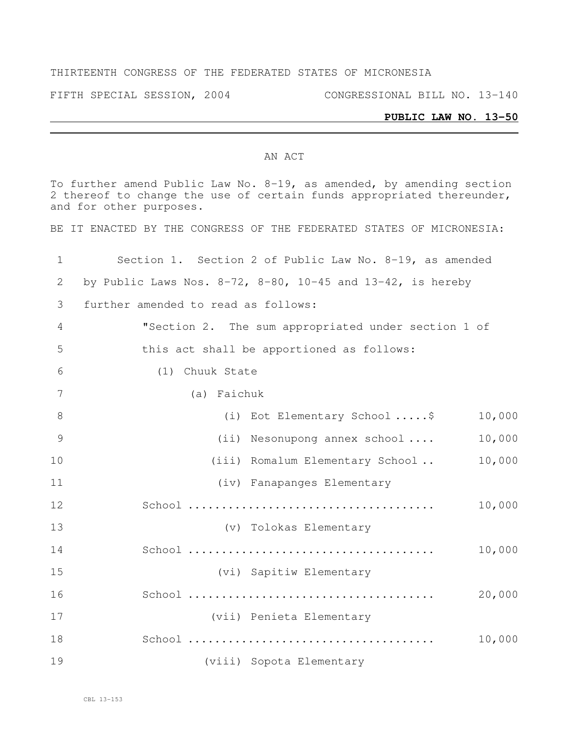THIRTEENTH CONGRESS OF THE FEDERATED STATES OF MICRONESIA

FIFTH SPECIAL SESSION, 2004 CONGRESSIONAL BILL NO. 13-140

**PUBLIC LAW NO. 13-50**

AN ACT

To further amend Public Law No. 8-19, as amended, by amending section 2 thereof to change the use of certain funds appropriated thereunder, and for other purposes.

BE IT ENACTED BY THE CONGRESS OF THE FEDERATED STATES OF MICRONESIA:

Section 1. Section 2 of Public Law No. 8-19, as amended by Public Laws Nos. 8-72, 8-80, 10-45 and 13-42, is hereby further amended to read as follows:

"Section 2. The sum appropriated under section 1 of this act shall be apportioned as follows:

(1) Chuuk State

(a) Faichuk

(i) Eot Elementary School .....$ 10,000

(ii) Nesonupong annex school .... 10,000

(iii) Romalum Elementary School .. 10,000

(iv) Fanapanges Elementary School .................................... 10,000

(v) Tolokas Elementary School .................................... 10,000

(vi) Sapitiw Elementary School .................................... 20,000

(vii) Penieta Elementary School .................................... 10,000

(viii) Sopota Elementary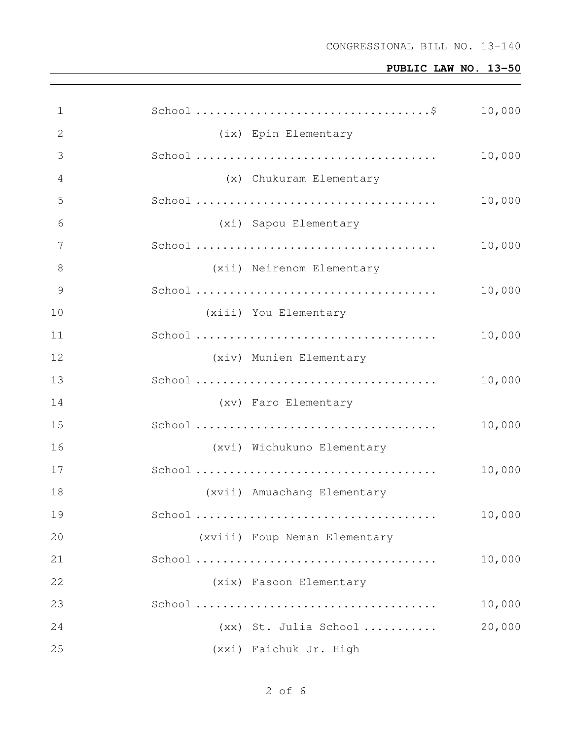School ....................................$ 10,000

(ix) Epin Elementary School .................................... 10,000

(x) Chukuram Elementary School .................................... 10,000

(xi) Sapou Elementary School .................................... 10,000

(xii) Neirenom Elementary School .................................... 10,000

(xiii) You Elementary School .................................... 10,000

(xiv) Munien Elementary School .................................... 10,000

(xv) Faro Elementary School .................................... 10,000

(xvi) Wichukuno Elementary School .................................... 10,000

(xvii) Amuachang Elementary School .................................... 10,000

(xviii) Foup Neman Elementary School .................................... 10,000

(xix) Fasoon Elementary School .................................... 10,000

(xx) St. Julia School ........... 20,000

(xxi) Faichuk Jr. High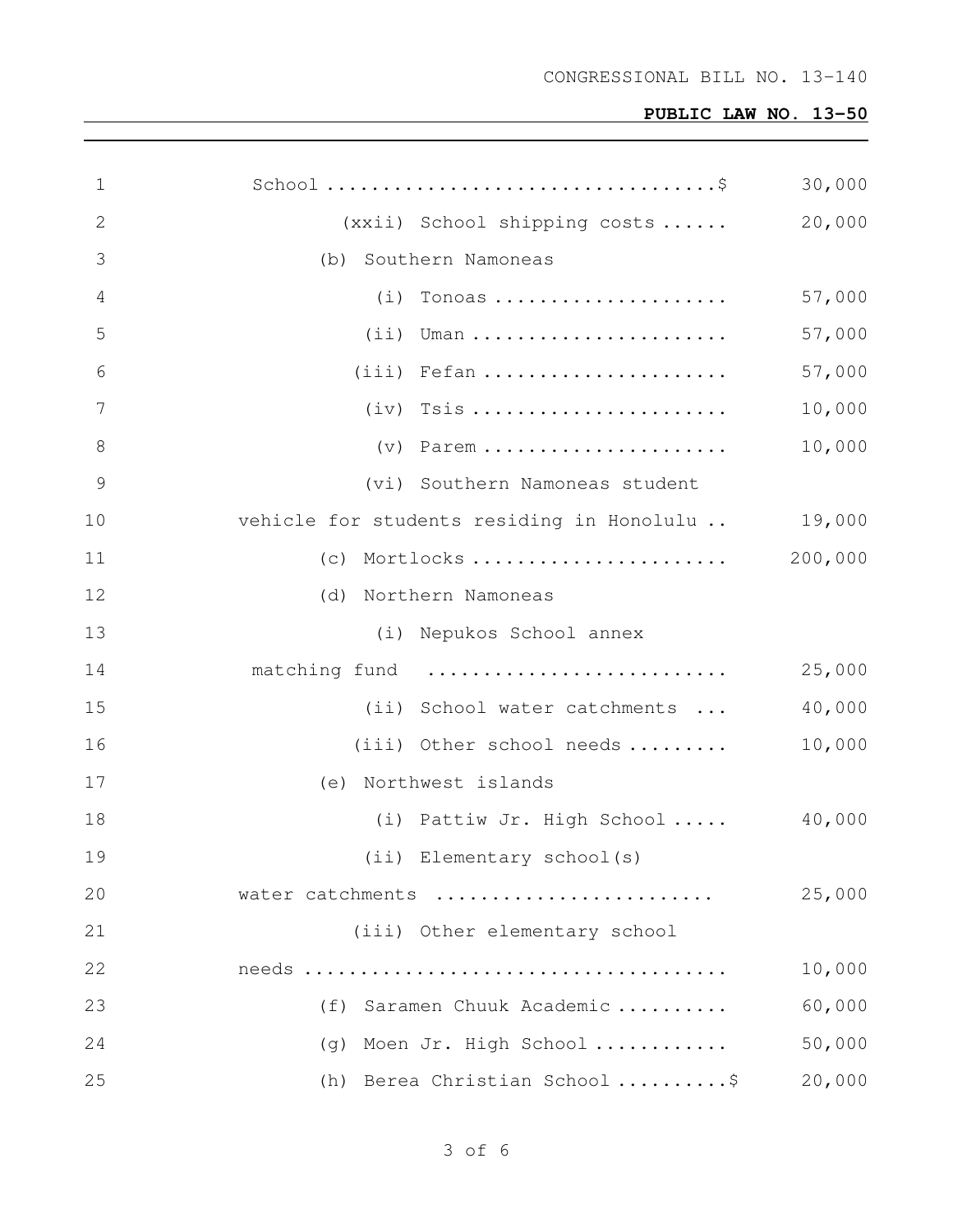| | |
|---|---|
| School ..................................$ | 30,000 |
| (xxii) School shipping costs ...... | 20,000 |
| (b) Southern Namoneas | |
| (i) Tonoas ..................... | 57,000 |
| (ii) Uman ....................... | 57,000 |
| (iii) Fefan ...................... | 57,000 |
| (iv) Tsis ....................... | 10,000 |
| (v) Parem ...................... | 10,000 |
| (vi) Southern Namoneas student vehicle for students residing in Honolulu .. | 19,000 |
| (c) Mortlocks ....................... | 200,000 |
| (d) Northern Namoneas | |
| (i) Nepukos School annex matching fund .......................... | 25,000 |
| (ii) School water catchments ... | 40,000 |
| (iii) Other school needs ......... | 10,000 |
| (e) Northwest islands | |
| (i) Pattiw Jr. High School ..... | 40,000 |
| (ii) Elementary school(s) water catchments ........................ | 25,000 |
| (iii) Other elementary school needs .................................... | 10,000 |
| (f) Saramen Chuuk Academic .......... | 60,000 |
| (g) Moen Jr. High School ............ | 50,000 |
| (h) Berea Christian School ..........$ | 20,000 |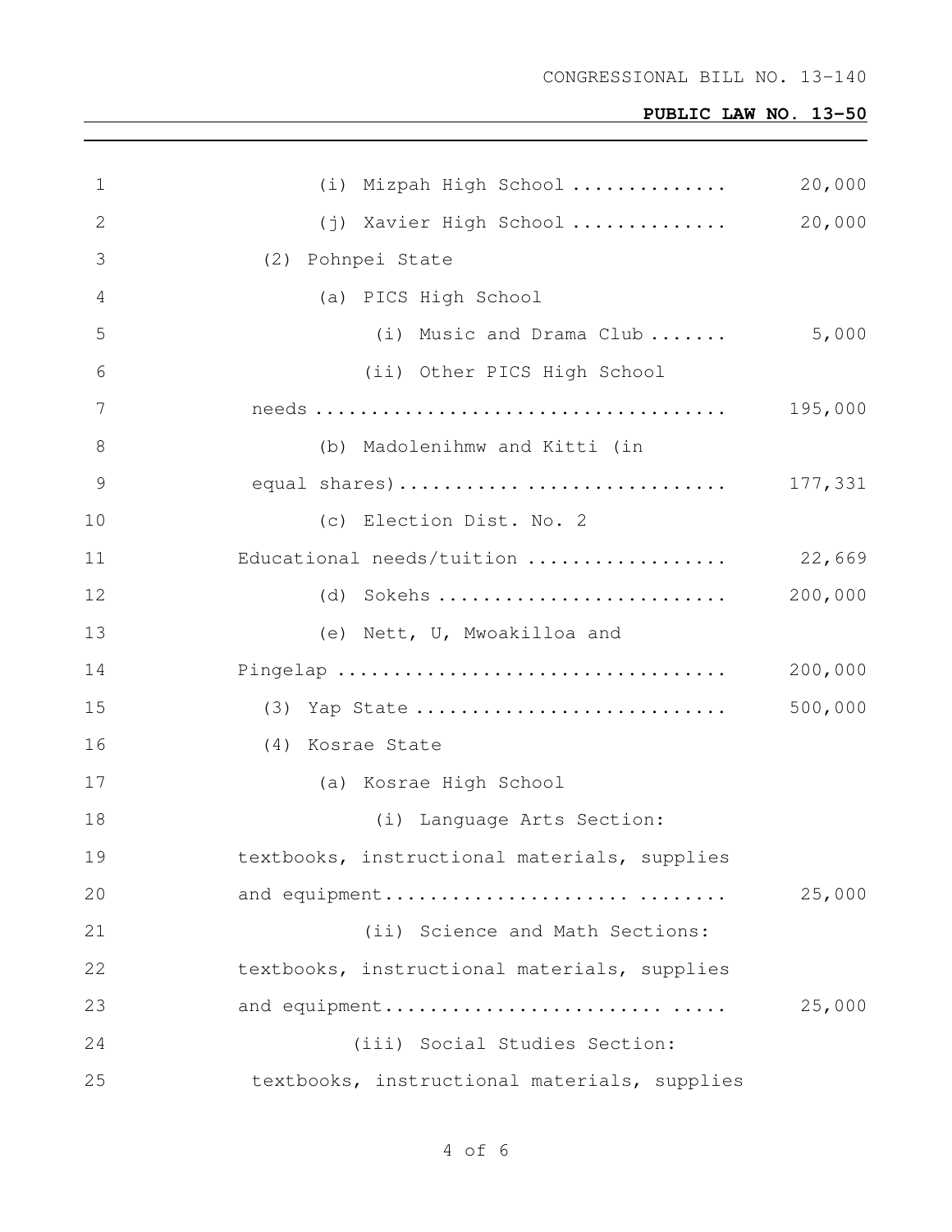| | | |
|---|---|---|
| 1 | (i) Mizpah High School ............. | 20,000 |
| 2 | (j) Xavier High School ............. | 20,000 |
| 3 | (2) Pohnpei State | |
| 4 | (a) PICS High School | |
| 5 | (i) Music and Drama Club ....... | 5,000 |
| 6 | (ii) Other PICS High School | |
| 7 | needs .................................... | 195,000 |
| 8 | (b) Madolenihmw and Kitti (in | |
| 9 | equal shares)............................ | 177,331 |
| 10 | (c) Election Dist. No. 2 | |
| 11 | Educational needs/tuition .................. | 22,669 |
| 12 | (d) Sokehs .......................... | 200,000 |
| 13 | (e) Nett, U, Mwoakilloa and | |
| 14 | Pingelap .................................. | 200,000 |
| 15 | (3) Yap State ............................ | 500,000 |
| 16 | (4) Kosrae State | |
| 17 | (a) Kosrae High School | |
| 18 | (i) Language Arts Section: | |
| 19 | textbooks, instructional materials, supplies | |
| 20 | and equipment................................ ........ | 25,000 |
| 21 | (ii) Science and Math Sections: | |
| 22 | textbooks, instructional materials, supplies | |
| 23 | and equipment........................ ..... | 25,000 |
| 24 | (iii) Social Studies Section: | |
| 25 | textbooks, instructional materials, supplies | |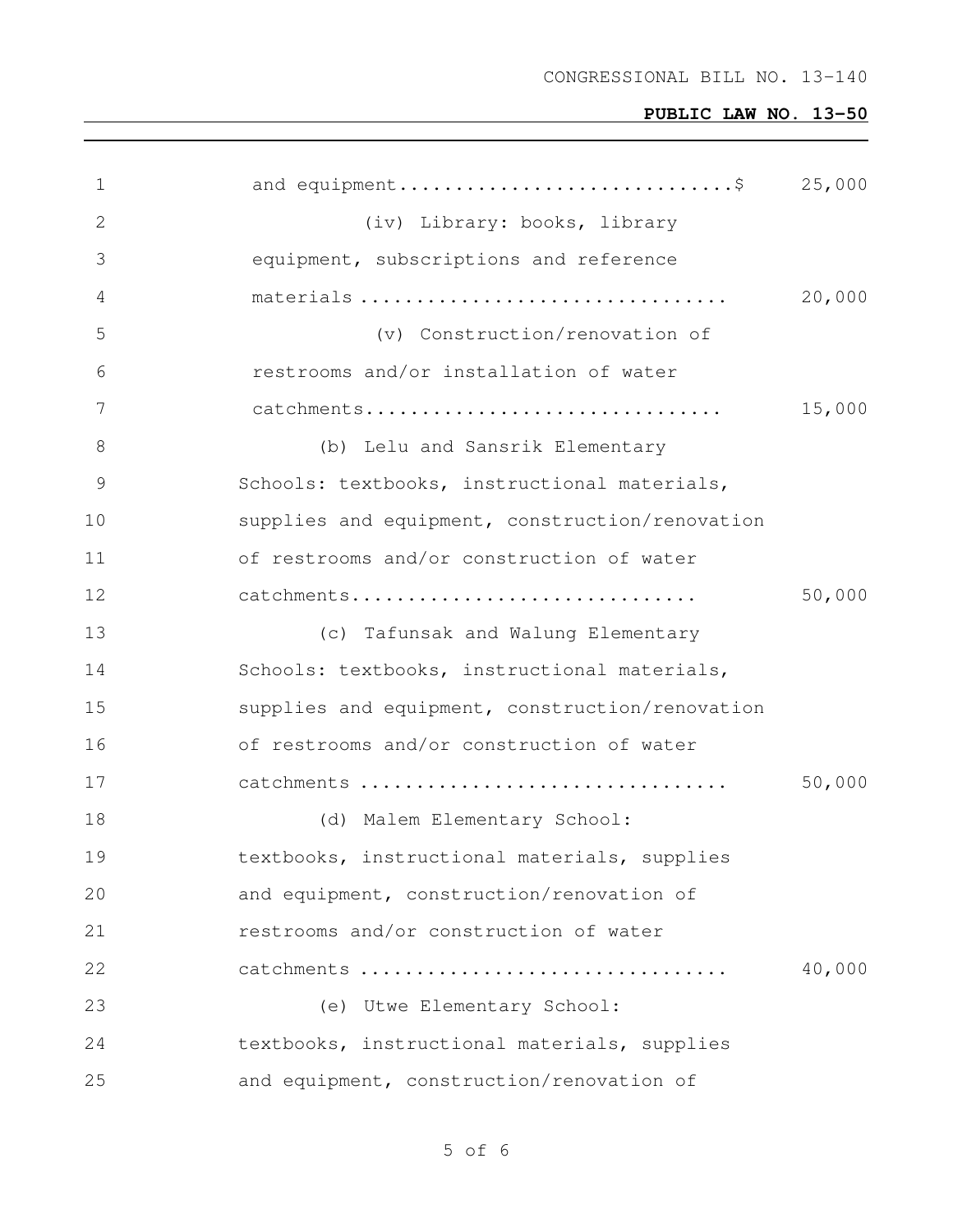and equipment.............................$ 25,000

(iv) Library: books, library equipment, subscriptions and reference materials ................................ 20,000

(v) Construction/renovation of restrooms and/or installation of water catchments............................... 15,000

(b) Lelu and Sansrik Elementary Schools: textbooks, instructional materials, supplies and equipment, construction/renovation of restrooms and/or construction of water catchments.............................. 50,000

(c) Tafunsak and Walung Elementary Schools: textbooks, instructional materials, supplies and equipment, construction/renovation of restrooms and/or construction of water catchments ................................ 50,000

(d) Malem Elementary School: textbooks, instructional materials, supplies and equipment, construction/renovation of restrooms and/or construction of water catchments ................................ 40,000

(e) Utwe Elementary School: textbooks, instructional materials, supplies and equipment, construction/renovation of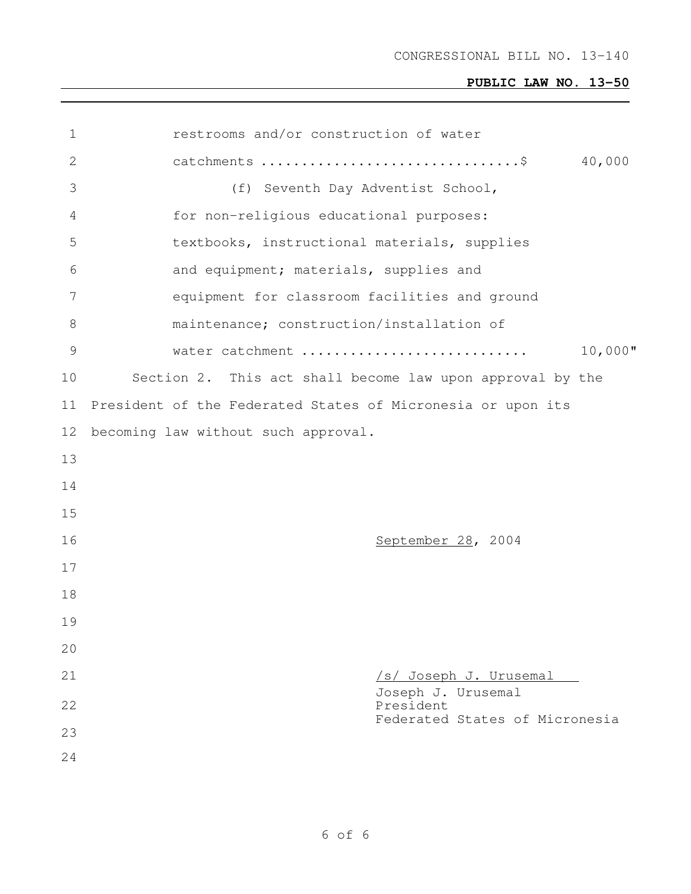restrooms and/or construction of water catchments ..............................$ 40,000

(f) Seventh Day Adventist School, for non-religious educational purposes: textbooks, instructional materials, supplies and equipment; materials, supplies and equipment for classroom facilities and ground maintenance; construction/installation of water catchment .......................... 10,000"

Section 2. This act shall become law upon approval by the President of the Federated States of Micronesia or upon its becoming law without such approval.

September 28, 2004

/s/ Joseph J. Urusemal
Joseph J. Urusemal
President
Federated States of Micronesia